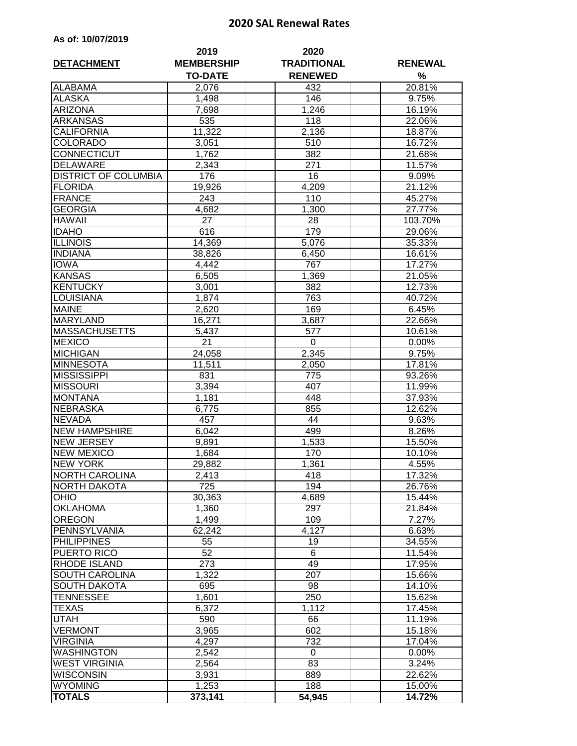# 2020 SAL Renewal Rates

**As of: 10/07/2019**

| DETACHMENT | 2019 MEMBERSHIP TO-DATE | 2020 TRADITIONAL RENEWED | RENEWAL % |
|---|---|---|---|
| ALABAMA | 2,076 | 432 | 20.81% |
| ALASKA | 1,498 | 146 | 9.75% |
| ARIZONA | 7,698 | 1,246 | 16.19% |
| ARKANSAS | 535 | 118 | 22.06% |
| CALIFORNIA | 11,322 | 2,136 | 18.87% |
| COLORADO | 3,051 | 510 | 16.72% |
| CONNECTICUT | 1,762 | 382 | 21.68% |
| DELAWARE | 2,343 | 271 | 11.57% |
| DISTRICT OF COLUMBIA | 176 | 16 | 9.09% |
| FLORIDA | 19,926 | 4,209 | 21.12% |
| FRANCE | 243 | 110 | 45.27% |
| GEORGIA | 4,682 | 1,300 | 27.77% |
| HAWAII | 27 | 28 | 103.70% |
| IDAHO | 616 | 179 | 29.06% |
| ILLINOIS | 14,369 | 5,076 | 35.33% |
| INDIANA | 38,826 | 6,450 | 16.61% |
| IOWA | 4,442 | 767 | 17.27% |
| KANSAS | 6,505 | 1,369 | 21.05% |
| KENTUCKY | 3,001 | 382 | 12.73% |
| LOUISIANA | 1,874 | 763 | 40.72% |
| MAINE | 2,620 | 169 | 6.45% |
| MARYLAND | 16,271 | 3,687 | 22.66% |
| MASSACHUSETTS | 5,437 | 577 | 10.61% |
| MEXICO | 21 | 0 | 0.00% |
| MICHIGAN | 24,058 | 2,345 | 9.75% |
| MINNESOTA | 11,511 | 2,050 | 17.81% |
| MISSISSIPPI | 831 | 775 | 93.26% |
| MISSOURI | 3,394 | 407 | 11.99% |
| MONTANA | 1,181 | 448 | 37.93% |
| NEBRASKA | 6,775 | 855 | 12.62% |
| NEVADA | 457 | 44 | 9.63% |
| NEW HAMPSHIRE | 6,042 | 499 | 8.26% |
| NEW JERSEY | 9,891 | 1,533 | 15.50% |
| NEW MEXICO | 1,684 | 170 | 10.10% |
| NEW YORK | 29,882 | 1,361 | 4.55% |
| NORTH CAROLINA | 2,413 | 418 | 17.32% |
| NORTH DAKOTA | 725 | 194 | 26.76% |
| OHIO | 30,363 | 4,689 | 15.44% |
| OKLAHOMA | 1,360 | 297 | 21.84% |
| OREGON | 1,499 | 109 | 7.27% |
| PENNSYLVANIA | 62,242 | 4,127 | 6.63% |
| PHILIPPINES | 55 | 19 | 34.55% |
| PUERTO RICO | 52 | 6 | 11.54% |
| RHODE ISLAND | 273 | 49 | 17.95% |
| SOUTH CAROLINA | 1,322 | 207 | 15.66% |
| SOUTH DAKOTA | 695 | 98 | 14.10% |
| TENNESSEE | 1,601 | 250 | 15.62% |
| TEXAS | 6,372 | 1,112 | 17.45% |
| UTAH | 590 | 66 | 11.19% |
| VERMONT | 3,965 | 602 | 15.18% |
| VIRGINIA | 4,297 | 732 | 17.04% |
| WASHINGTON | 2,542 | 0 | 0.00% |
| WEST VIRGINIA | 2,564 | 83 | 3.24% |
| WISCONSIN | 3,931 | 889 | 22.62% |
| WYOMING | 1,253 | 188 | 15.00% |
| **TOTALS** | **373,141** | **54,945** | **14.72%** |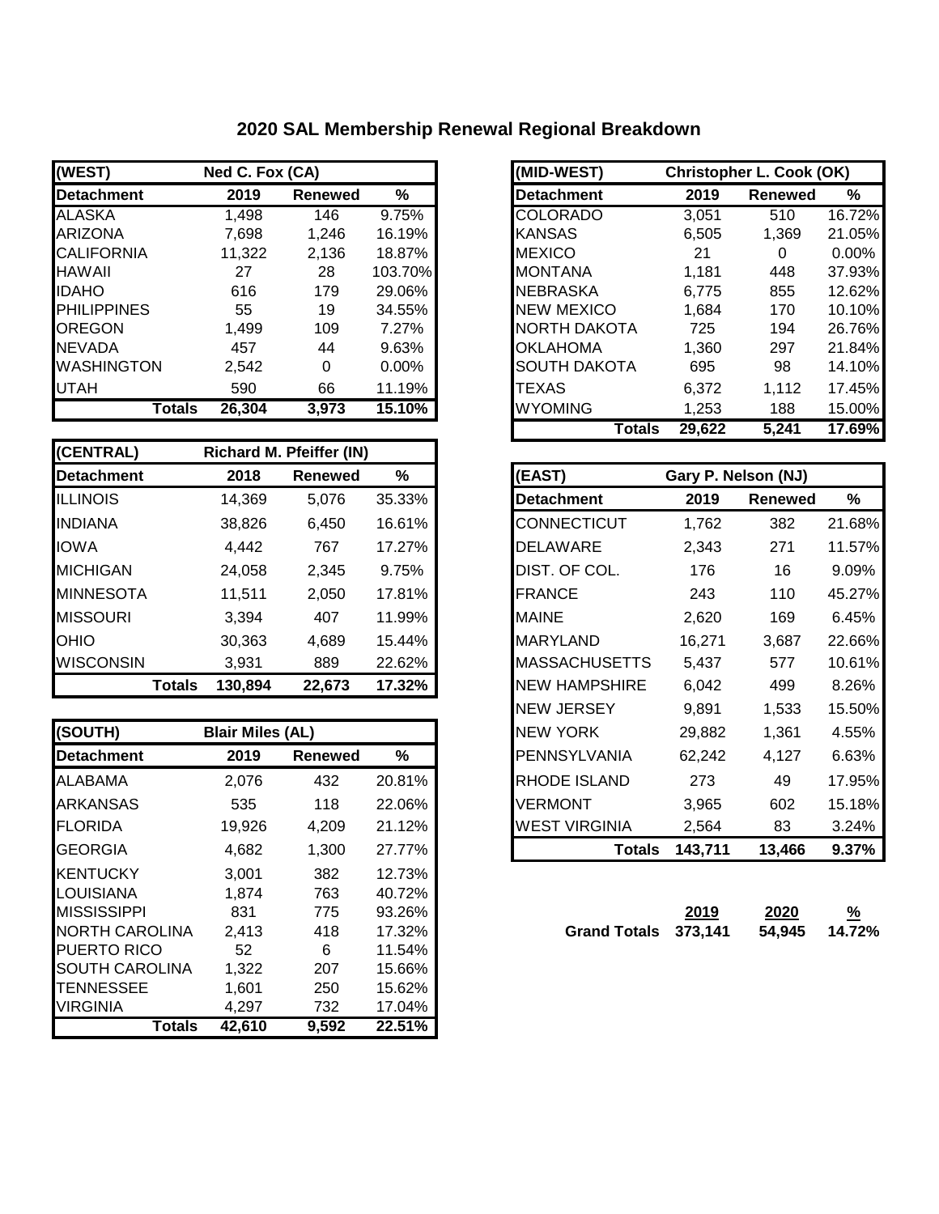# 2020 SAL Membership Renewal Regional Breakdown

| (WEST) | Ned C. Fox (CA) | | |
|---|---|---|---|
| Detachment | 2019 | Renewed | % |
| ALASKA | 1,498 | 146 | 9.75% |
| ARIZONA | 7,698 | 1,246 | 16.19% |
| CALIFORNIA | 11,322 | 2,136 | 18.87% |
| HAWAII | 27 | 28 | 103.70% |
| IDAHO | 616 | 179 | 29.06% |
| PHILIPPINES | 55 | 19 | 34.55% |
| OREGON | 1,499 | 109 | 7.27% |
| NEVADA | 457 | 44 | 9.63% |
| WASHINGTON | 2,542 | 0 | 0.00% |
| UTAH | 590 | 66 | 11.19% |
| **Totals** | **26,304** | **3,973** | **15.10%** |

| (MID-WEST) | Christopher L. Cook (OK) | | |
|---|---|---|---|
| Detachment | 2019 | Renewed | % |
| COLORADO | 3,051 | 510 | 16.72% |
| KANSAS | 6,505 | 1,369 | 21.05% |
| MEXICO | 21 | 0 | 0.00% |
| MONTANA | 1,181 | 448 | 37.93% |
| NEBRASKA | 6,775 | 855 | 12.62% |
| NEW MEXICO | 1,684 | 170 | 10.10% |
| NORTH DAKOTA | 725 | 194 | 26.76% |
| OKLAHOMA | 1,360 | 297 | 21.84% |
| SOUTH DAKOTA | 695 | 98 | 14.10% |
| TEXAS | 6,372 | 1,112 | 17.45% |
| WYOMING | 1,253 | 188 | 15.00% |
| **Totals** | **29,622** | **5,241** | **17.69%** |

| (CENTRAL) | Richard M. Pfeiffer (IN) | | |
|---|---|---|---|
| Detachment | 2018 | Renewed | % |
| ILLINOIS | 14,369 | 5,076 | 35.33% |
| INDIANA | 38,826 | 6,450 | 16.61% |
| IOWA | 4,442 | 767 | 17.27% |
| MICHIGAN | 24,058 | 2,345 | 9.75% |
| MINNESOTA | 11,511 | 2,050 | 17.81% |
| MISSOURI | 3,394 | 407 | 11.99% |
| OHIO | 30,363 | 4,689 | 15.44% |
| WISCONSIN | 3,931 | 889 | 22.62% |
| **Totals** | **130,894** | **22,673** | **17.32%** |

| (EAST) | Gary P. Nelson (NJ) | | |
|---|---|---|---|
| Detachment | 2019 | Renewed | % |
| CONNECTICUT | 1,762 | 382 | 21.68% |
| DELAWARE | 2,343 | 271 | 11.57% |
| DIST. OF COL. | 176 | 16 | 9.09% |
| FRANCE | 243 | 110 | 45.27% |
| MAINE | 2,620 | 169 | 6.45% |
| MARYLAND | 16,271 | 3,687 | 22.66% |
| MASSACHUSETTS | 5,437 | 577 | 10.61% |
| NEW HAMPSHIRE | 6,042 | 499 | 8.26% |
| NEW JERSEY | 9,891 | 1,533 | 15.50% |
| NEW YORK | 29,882 | 1,361 | 4.55% |
| PENNSYLVANIA | 62,242 | 4,127 | 6.63% |
| RHODE ISLAND | 273 | 49 | 17.95% |
| VERMONT | 3,965 | 602 | 15.18% |
| WEST VIRGINIA | 2,564 | 83 | 3.24% |
| **Totals** | **143,711** | **13,466** | **9.37%** |

| (SOUTH) | Blair Miles (AL) | | |
|---|---|---|---|
| Detachment | 2019 | Renewed | % |
| ALABAMA | 2,076 | 432 | 20.81% |
| ARKANSAS | 535 | 118 | 22.06% |
| FLORIDA | 19,926 | 4,209 | 21.12% |
| GEORGIA | 4,682 | 1,300 | 27.77% |
| KENTUCKY | 3,001 | 382 | 12.73% |
| LOUISIANA | 1,874 | 763 | 40.72% |
| MISSISSIPPI | 831 | 775 | 93.26% |
| NORTH CAROLINA | 2,413 | 418 | 17.32% |
| PUERTO RICO | 52 | 6 | 11.54% |
| SOUTH CAROLINA | 1,322 | 207 | 15.66% |
| TENNESSEE | 1,601 | 250 | 15.62% |
| VIRGINIA | 4,297 | 732 | 17.04% |
| **Totals** | **42,610** | **9,592** | **22.51%** |

| | 2019 | 2020 | % |
|---|---|---|---|
| **Grand Totals** | **373,141** | **54,945** | **14.72%** |